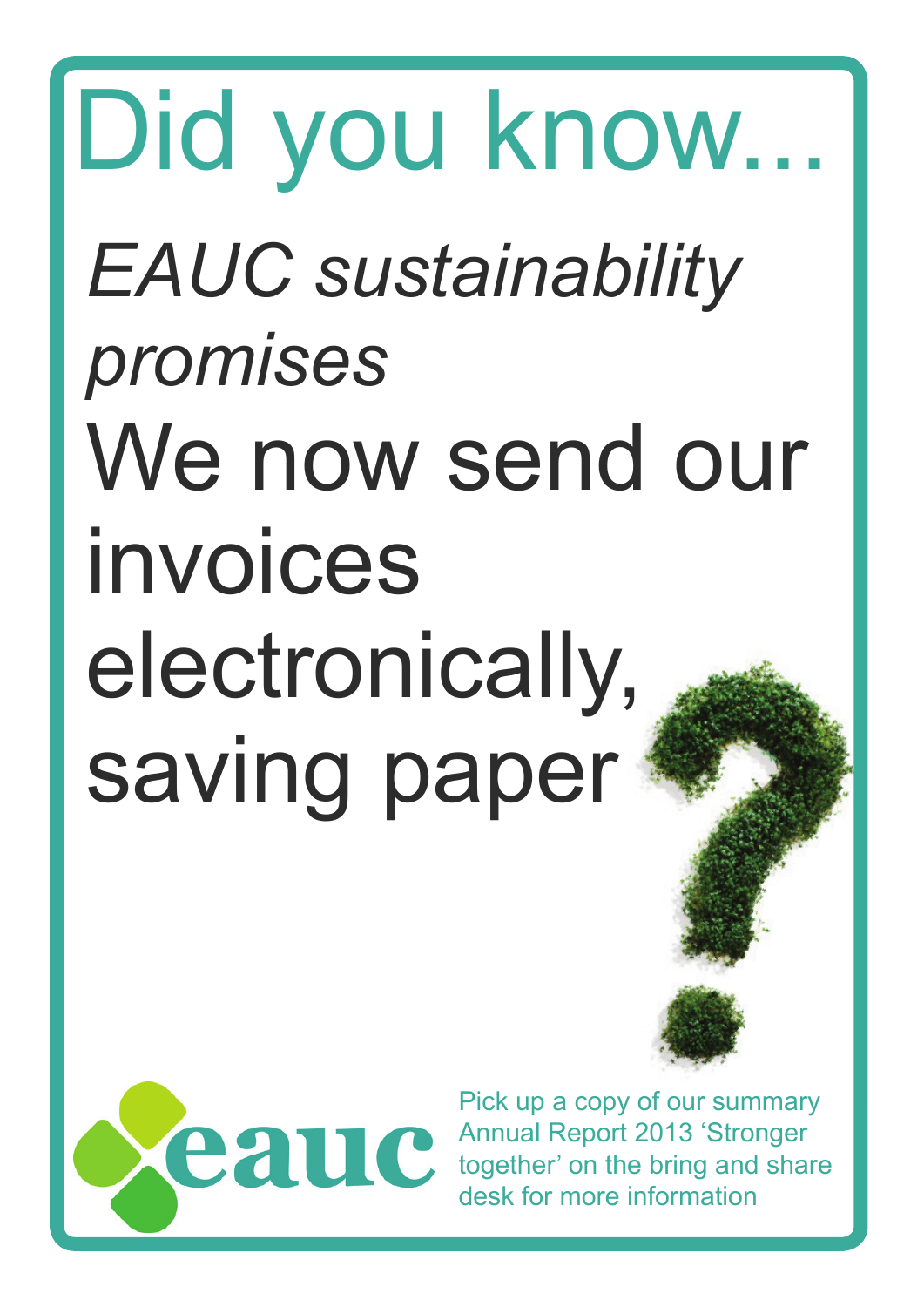# Did you know...

*EAUC sustainability promises*

We now send our invoices electronically, saving paper

eauc

Pick up a copy of our summary Annual Report 2013 'Stronger together' on the bring and share desk for more information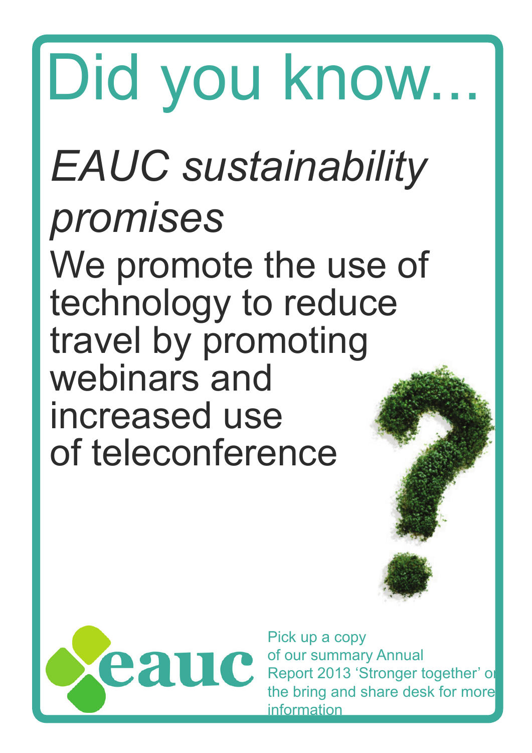# Did you know...

*EAUC sustainability promises*

We promote the use of technology to reduce travel by promoting webinars and increased use of teleconference

eauc

Pick up a copy of our summary Annual Report 2013 'Stronger together' or the bring and share desk for more information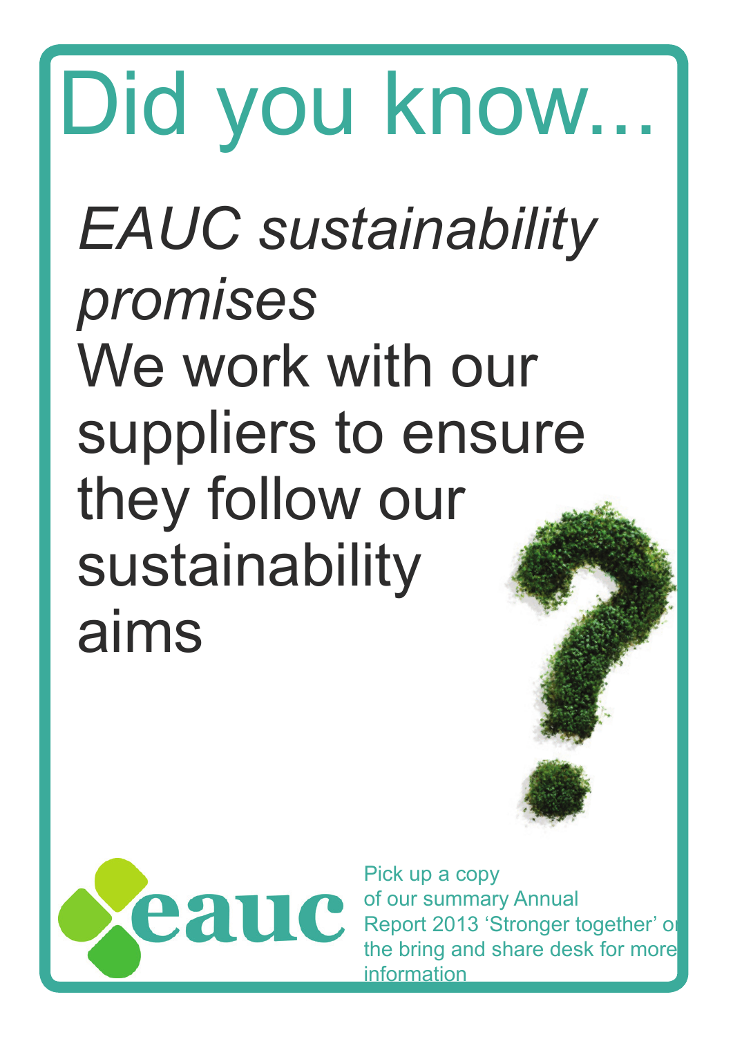# Did you know...

*EAUC sustainability promises*

We work with our suppliers to ensure they follow our sustainability aims

eauc

Pick up a copy of our summary Annual Report 2013 'Stronger together' or the bring and share desk for more information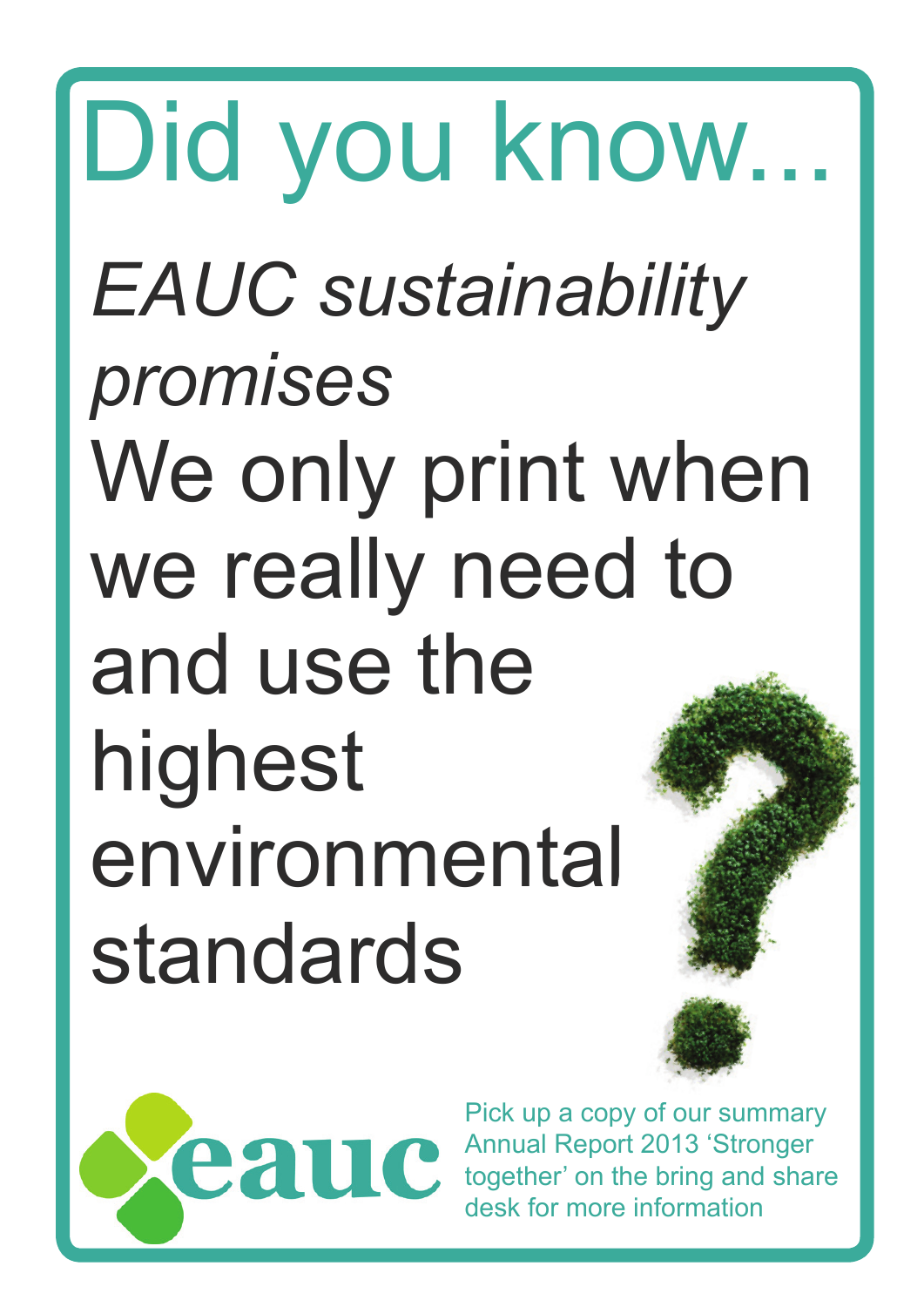# Did you know...

*EAUC sustainability promises*

We only print when we really need to and use the highest environmental standards

eauc

Pick up a copy of our summary Annual Report 2013 'Stronger together' on the bring and share desk for more information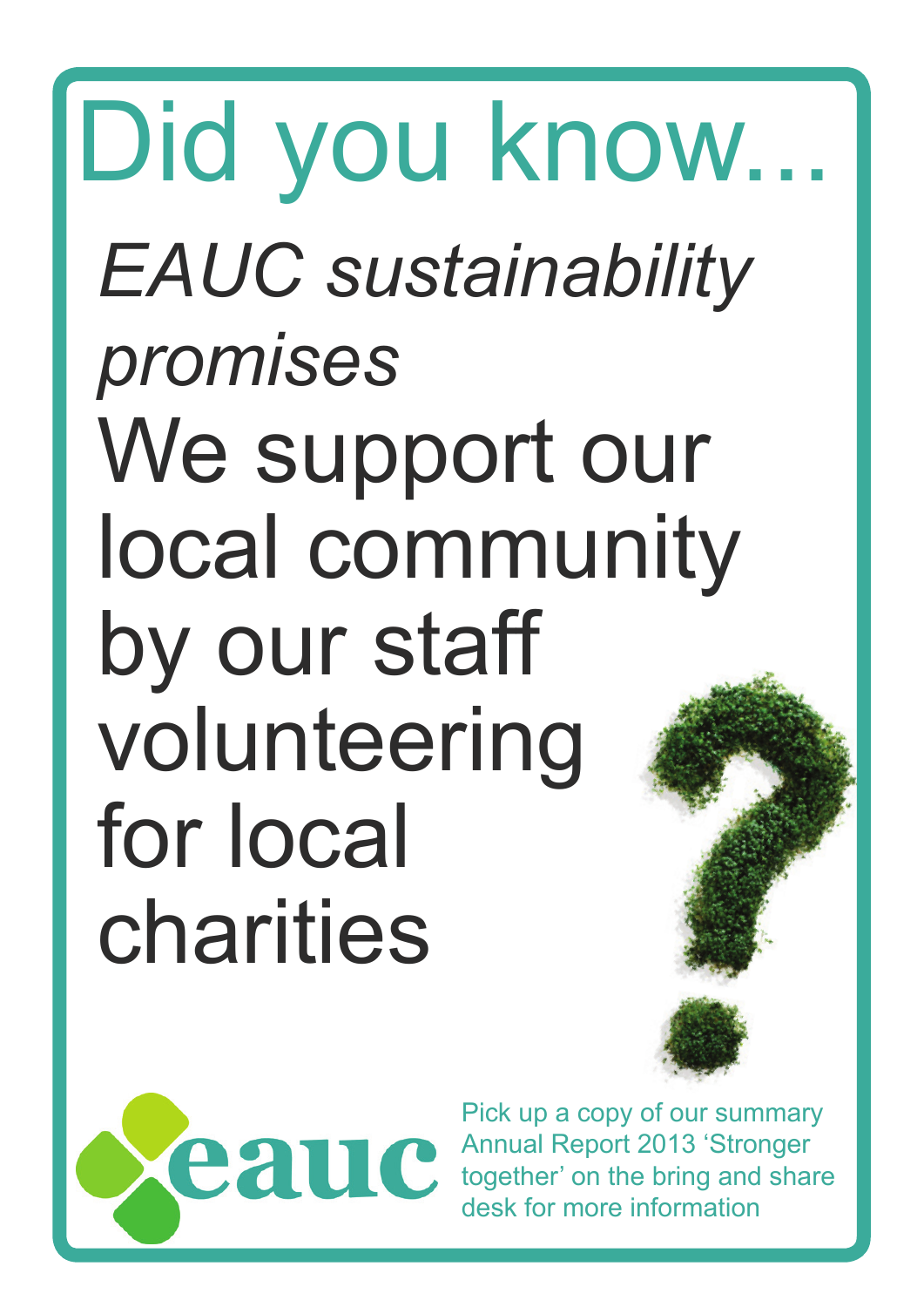# Did you know...

*EAUC sustainability promises*

We support our local community by our staff volunteering for local charities

eauc

Pick up a copy of our summary Annual Report 2013 'Stronger together' on the bring and share desk for more information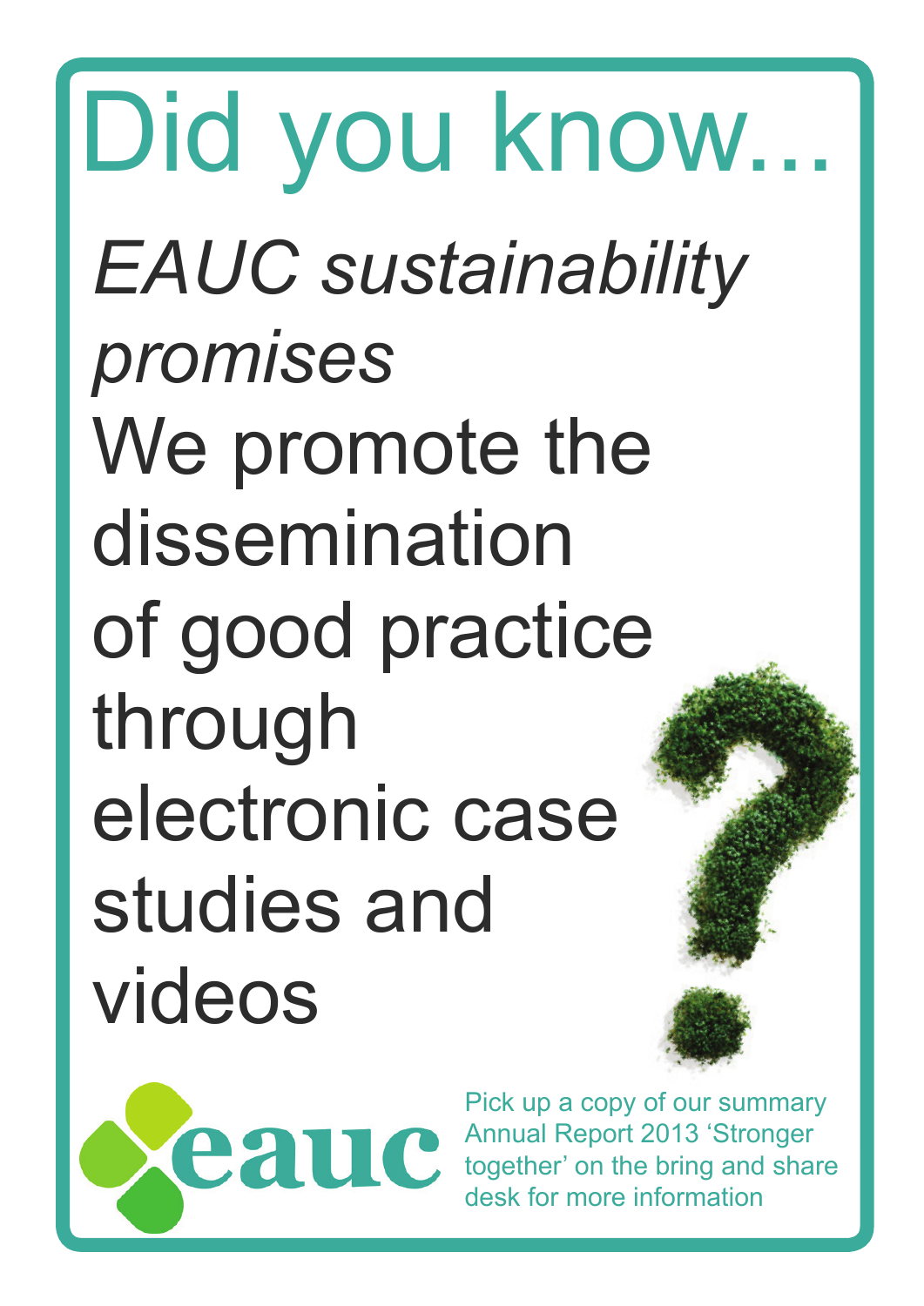# Did you know...

*EAUC sustainability promises*

We promote the dissemination of good practice through electronic case studies and videos

eauc

Pick up a copy of our summary Annual Report 2013 'Stronger together' on the bring and share desk for more information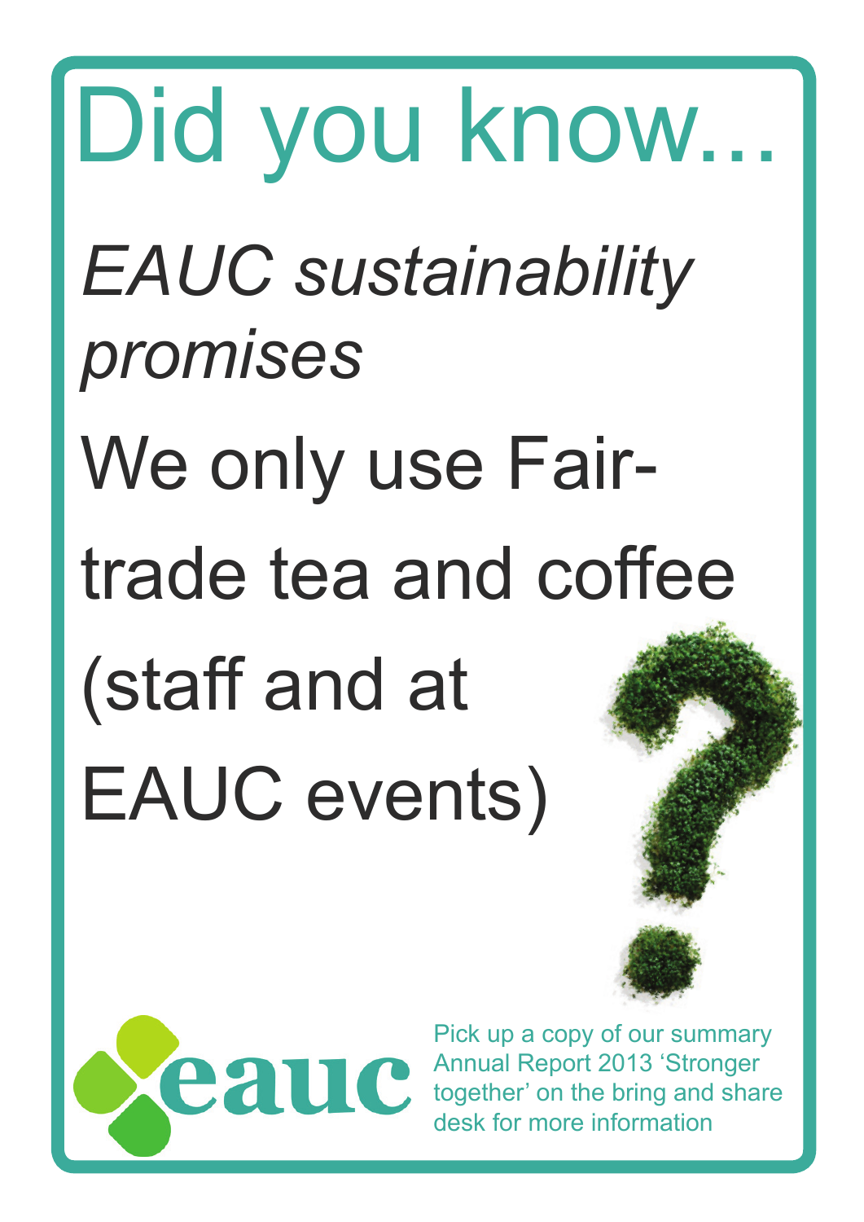# Did you know...

*EAUC sustainability promises*

We only use Fair-trade tea and coffee (staff and at EAUC events)

eauc

Pick up a copy of our summary Annual Report 2013 'Stronger together' on the bring and share desk for more information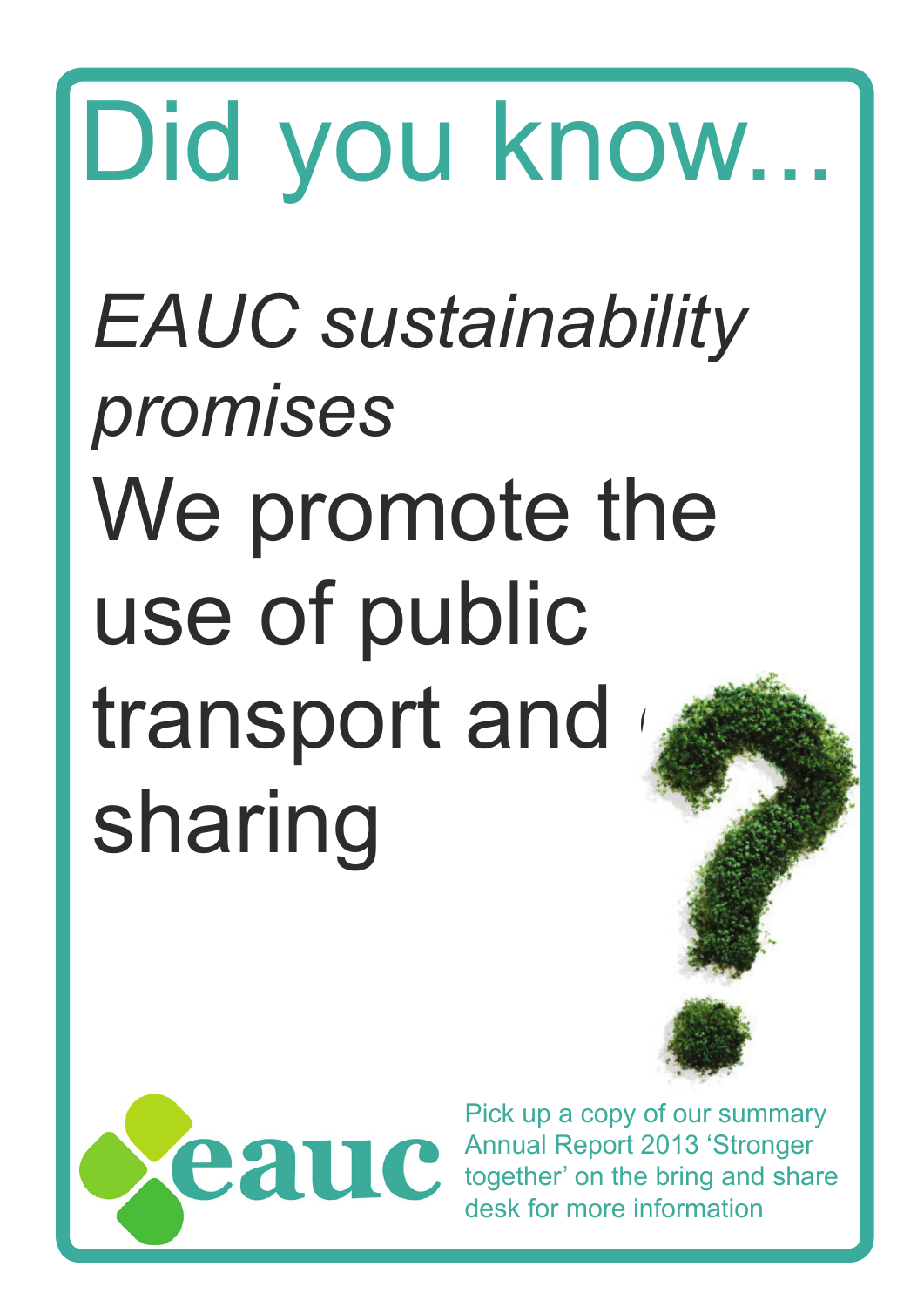# Did you know...

*EAUC sustainability promises*

We promote the use of public transport and car sharing

Pick up a copy of our summary Annual Report 2013 'Stronger together' on the bring and share desk for more information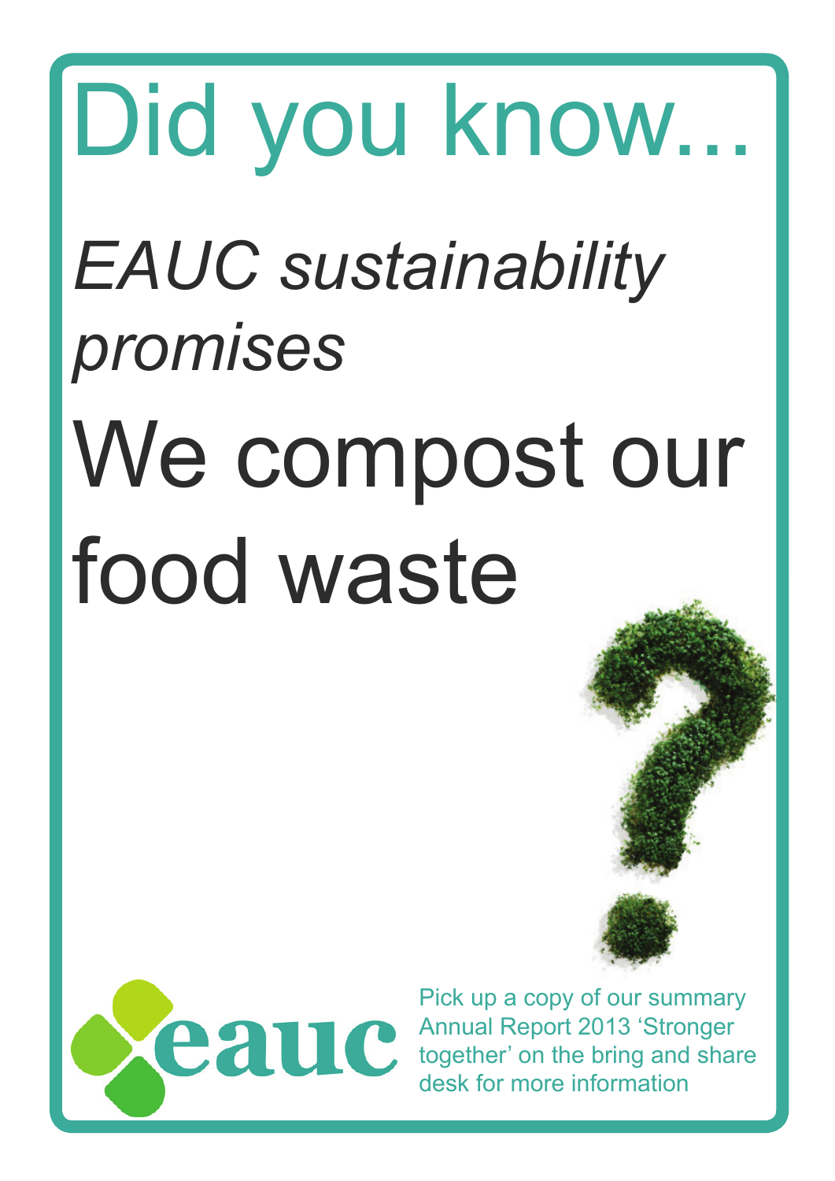# Did you know...

*EAUC sustainability promises*

# We compost our food waste

eauc

Pick up a copy of our summary Annual Report 2013 'Stronger together' on the bring and share desk for more information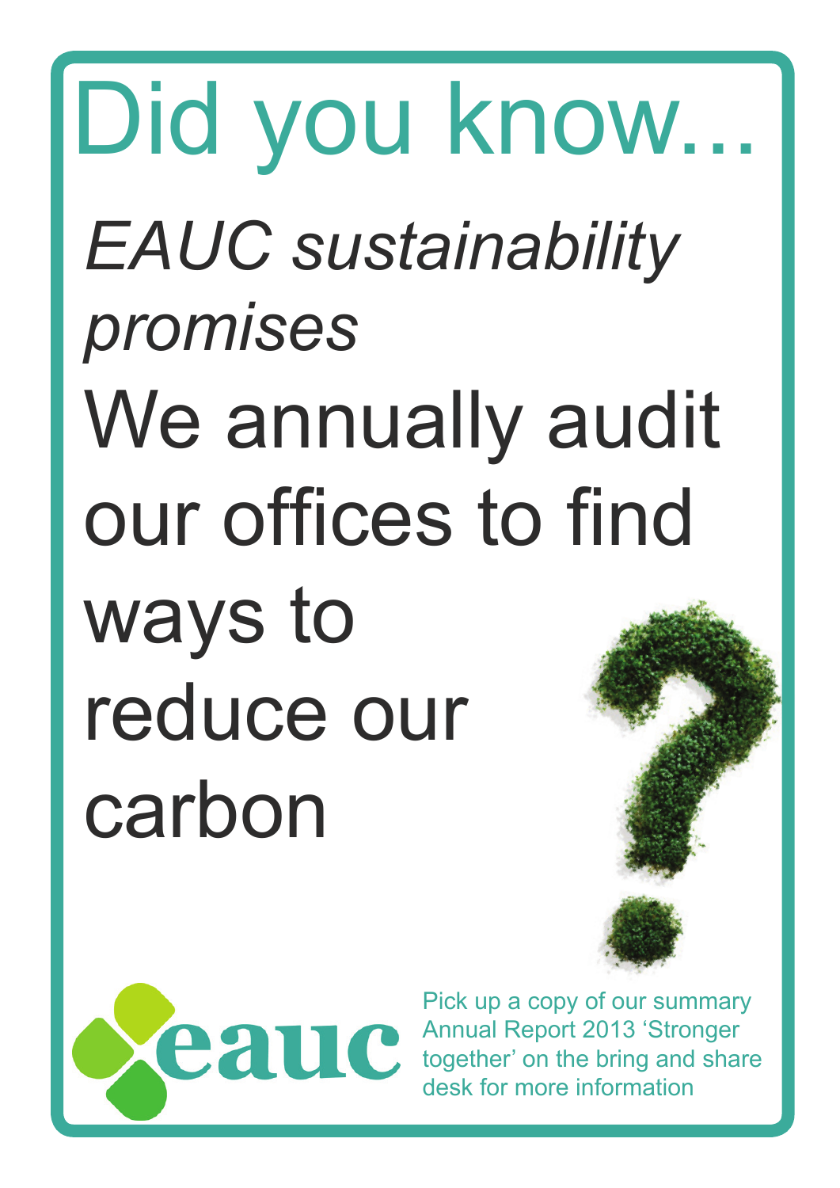# Did you know...

*EAUC sustainability promises*

We annually audit our offices to find ways to reduce our carbon

eauc

Pick up a copy of our summary Annual Report 2013 'Stronger together' on the bring and share desk for more information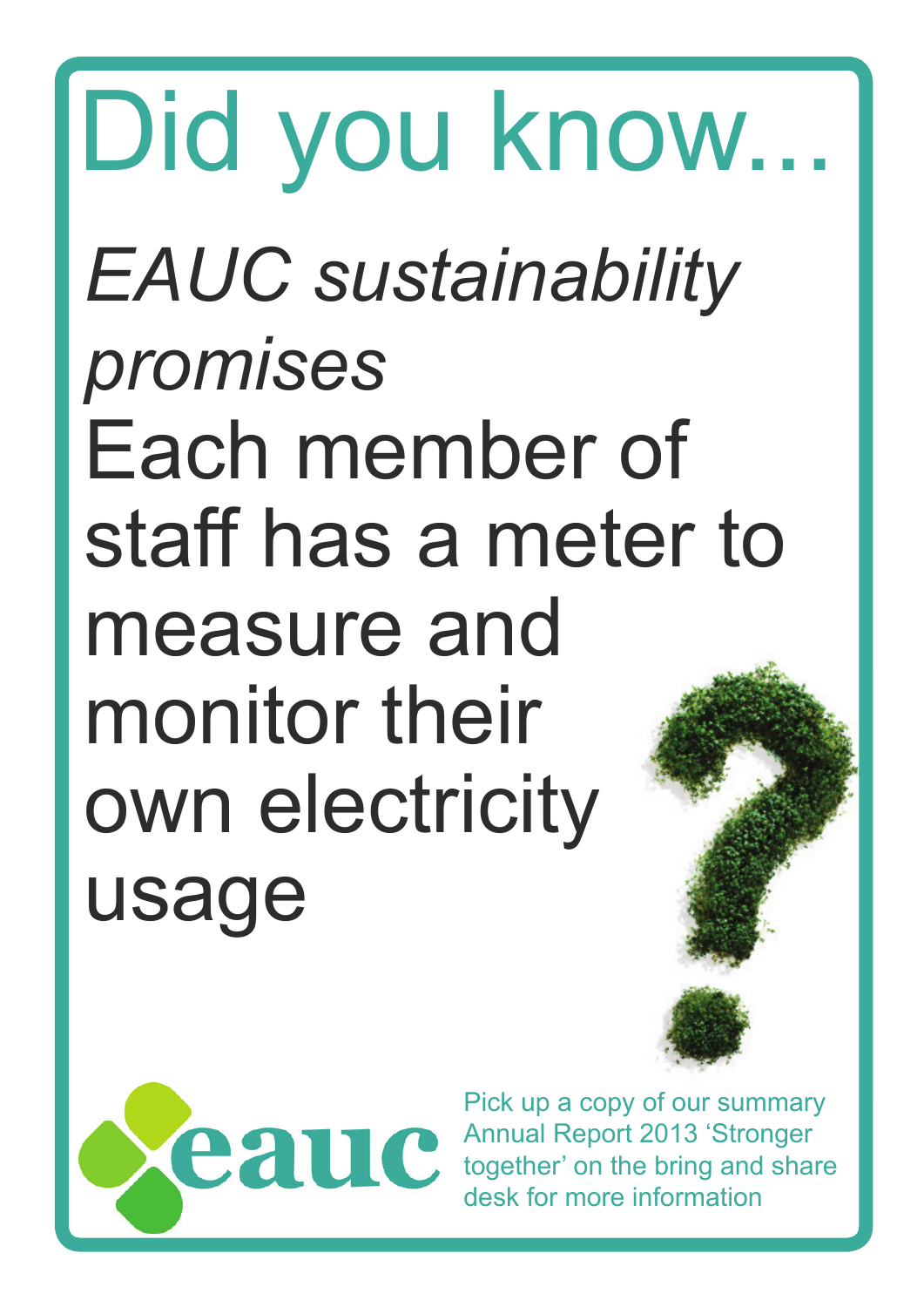# Did you know...

*EAUC sustainability promises*

Each member of staff has a meter to measure and monitor their own electricity usage

eauc

Pick up a copy of our summary Annual Report 2013 'Stronger together' on the bring and share desk for more information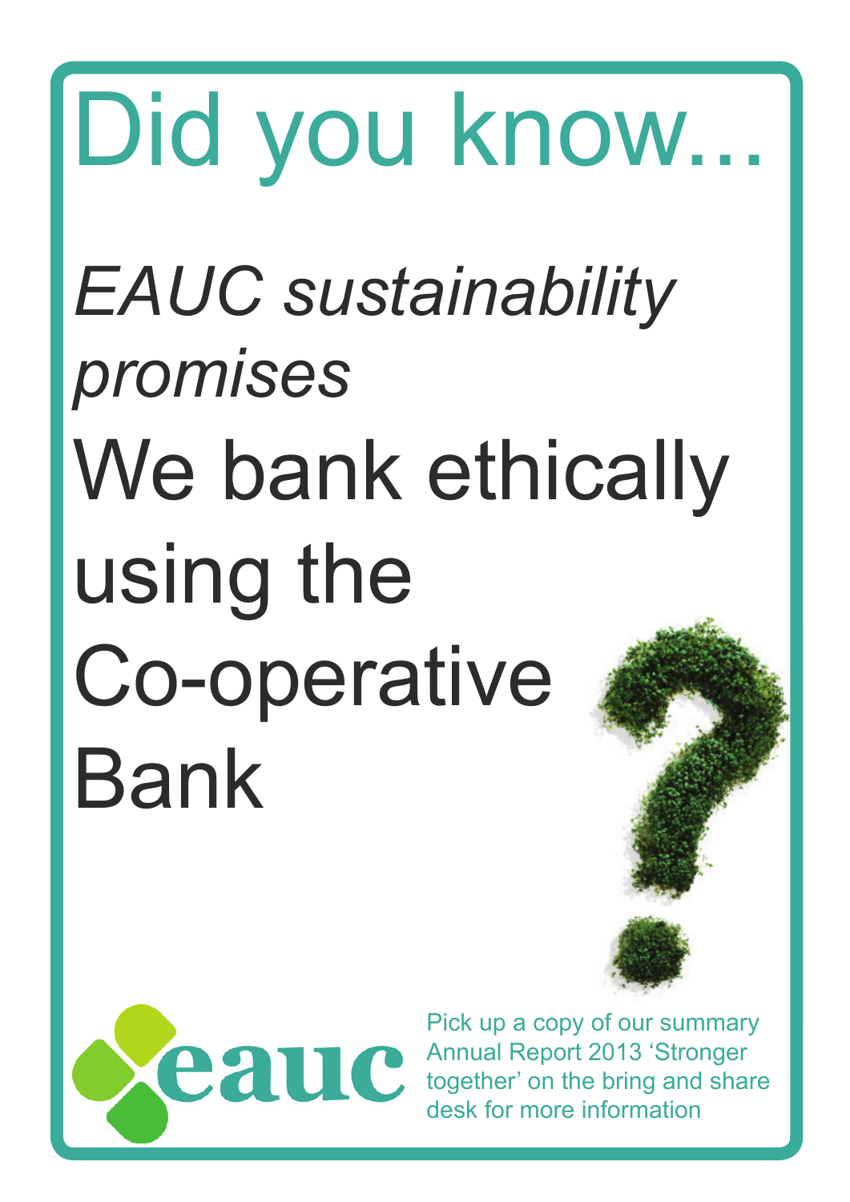# Did you know...

*EAUC sustainability promises*

## We bank ethically using the Co-operative Bank

eauc

Pick up a copy of our summary Annual Report 2013 'Stronger together' on the bring and share desk for more information